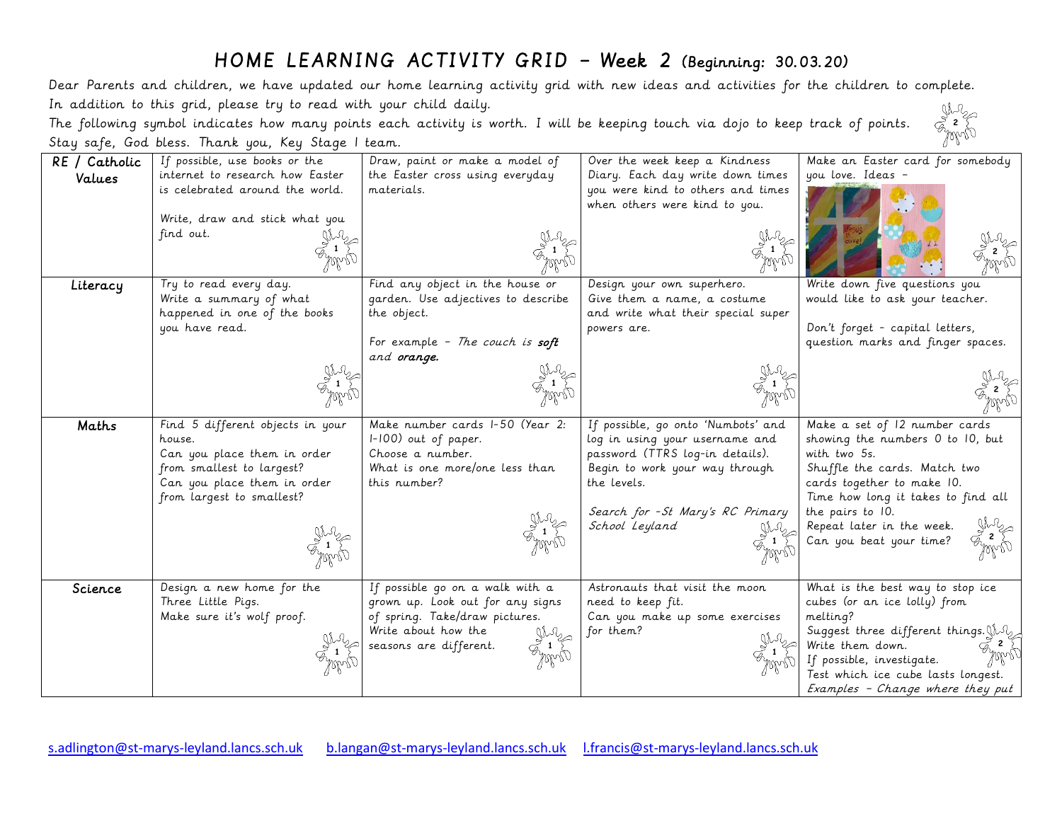# HOME LEARNING ACTIVITY GRID – Week 2 (Beginning: 30.03.20)

Dear Parents and children, we have updated our home learning activity grid with new ideas and activities for the children to complete.
In addition to this grid, please try to read with your child daily.
The following symbol indicates how many points each activity is worth. I will be keeping touch via dojo to keep track of points.
Stay safe, God bless. Thank you, Key Stage 1 team.

| | | | | |
|---|---|---|---|---|
| RE / Catholic Values | If possible, use books or the internet to research how Easter is celebrated around the world.<br><br>Write, draw and stick what you find out.<br>1 | Draw, paint or make a model of the Easter cross using everyday materials.<br>1 | Over the week keep a Kindness Diary. Each day write down times you were kind to others and times when others were kind to you.<br>1 | Make an Easter card for somebody you love. Ideas –<br>2 |
| Literacy | Try to read every day.<br>Write a summary of what happened in one of the books you have read.<br>1 | Find any object in the house or garden. Use adjectives to describe the object.<br><br>For example – *The couch is* ***soft*** *and* ***orange.***<br>1 | Design your own superhero.<br>Give them a name, a costume and write what their special super powers are.<br>1 | Write down five questions you would like to ask your teacher.<br><br>Don't forget – capital letters, question marks and finger spaces.<br>2 |
| Maths | Find 5 different objects in your house.<br>Can you place them in order from smallest to largest?<br>Can you place them in order from largest to smallest?<br>1 | Make number cards 1-50 (Year 2: 1-100) out of paper.<br>Choose a number.<br>What is one more/one less than this number?<br>1 | If possible, go onto 'Numbots' and log in using your username and password (TTRS log-in details).<br>Begin to work your way through the levels.<br><br>*Search for -St Mary's RC Primary School Leyland*<br>1 | Make a set of 12 number cards showing the numbers 0 to 10, but with two 5s.<br>Shuffle the cards. Match two cards together to make 10.<br>Time how long it takes to find all the pairs to 10.<br>Repeat later in the week.<br>Can you beat your time?<br>2 |
| Science | Design a new home for the Three Little Pigs.<br>Make sure it's wolf proof.<br>1 | If possible go on a walk with a grown up. Look out for any signs of spring. Take/draw pictures.<br>Write about how the seasons are different.<br>1 | Astronauts that visit the moon need to keep fit.<br>Can you make up some exercises for them?<br>1 | What is the best way to stop ice cubes (or an ice lolly) from melting?<br>Suggest three different things.<br>Write them down.<br>If possible, investigate.<br>Test which ice cube lasts longest.<br>*Examples – Change where they put*<br>2 |

s.adlington@st-marys-leyland.lancs.sch.uk b.langan@st-marys-leyland.lancs.sch.uk l.francis@st-marys-leyland.lancs.sch.uk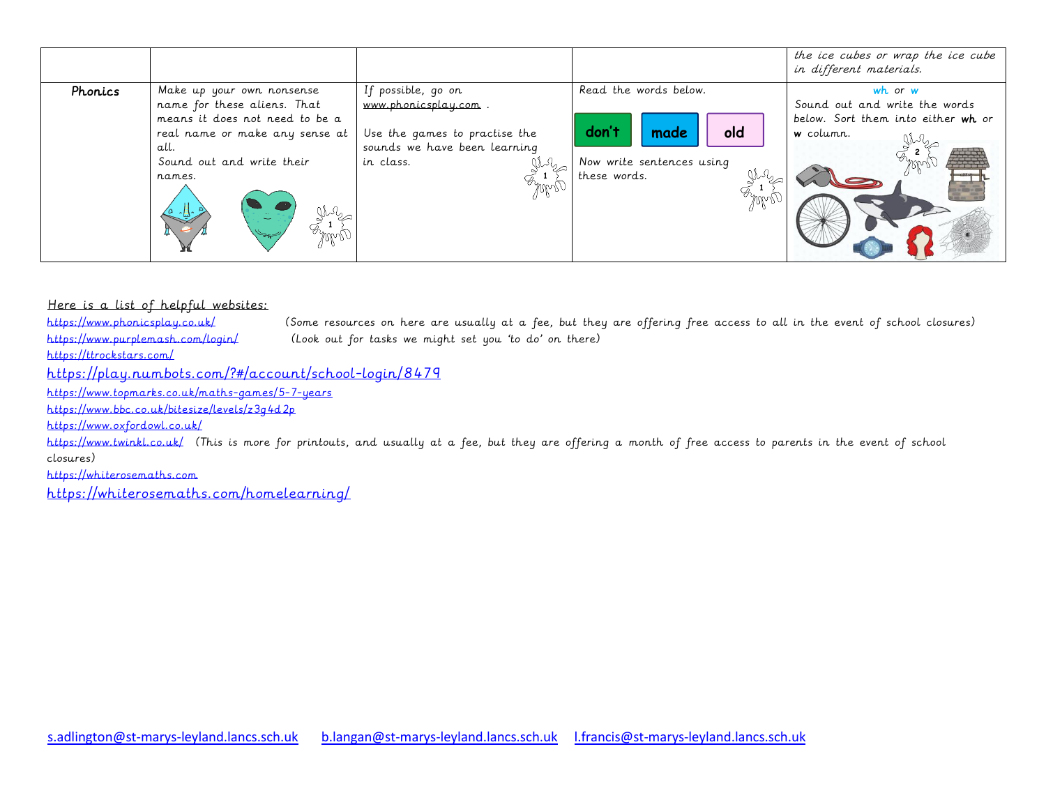| | | | | |
|---|---|---|---|---|
| | | | | *the ice cubes or wrap the ice cube in different materials.* |
| Phonics | Make up your own nonsense name for these aliens. That means it does not need to be a real name or make any sense at all. Sound out and write their names. 1 | If possible, go on www.phonicsplay.com . Use the games to practise the sounds we have been learning in class. 1 | Read the words below. **don't** **made** **old** Now write sentences using these words. 1 | **wh** or **w** Sound out and write the words below. Sort them into either **wh** or **w** column. 2 |

Here is a list of helpful websites:

https://www.phonicsplay.co.uk/ (Some resources on here are usually at a fee, but they are offering free access to all in the event of school closures)
https://www.purplemash.com/login/ (Look out for tasks we might set you 'to do' on there)
https://ttrockstars.com/
https://play.numbots.com/?#/account/school-login/8479
https://www.topmarks.co.uk/maths-games/5-7-years
https://www.bbc.co.uk/bitesize/levels/z3g4d2p
https://www.oxfordowl.co.uk/
https://www.twinkl.co.uk/ (This is more for printouts, and usually at a fee, but they are offering a month of free access to parents in the event of school closures)
https://whiterosemaths.com
https://whiterosemaths.com/homelearning/

s.adlington@st-marys-leyland.lancs.sch.uk b.langan@st-marys-leyland.lancs.sch.uk l.francis@st-marys-leyland.lancs.sch.uk